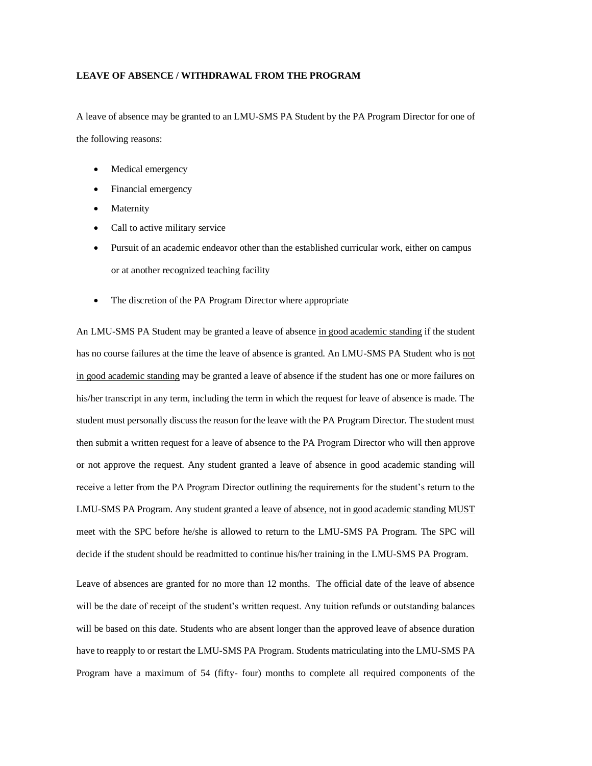**LEAVE OF ABSENCE / WITHDRAWAL FROM THE PROGRAM**

A leave of absence may be granted to an LMU-SMS PA Student by the PA Program Director for one of the following reasons:

- Medical emergency
- Financial emergency
- Maternity
- Call to active military service
- Pursuit of an academic endeavor other than the established curricular work, either on campus or at another recognized teaching facility
- The discretion of the PA Program Director where appropriate

An LMU-SMS PA Student may be granted a leave of absence <u>in good academic standing</u> if the student has no course failures at the time the leave of absence is granted. An LMU-SMS PA Student who is <u>not in good academic standing</u> may be granted a leave of absence if the student has one or more failures on his/her transcript in any term, including the term in which the request for leave of absence is made. The student must personally discuss the reason for the leave with the PA Program Director. The student must then submit a written request for a leave of absence to the PA Program Director who will then approve or not approve the request. Any student granted a leave of absence in good academic standing will receive a letter from the PA Program Director outlining the requirements for the student's return to the LMU-SMS PA Program. Any student granted a <u>leave of absence, not in good academic standing</u> <u>MUST</u> meet with the SPC before he/she is allowed to return to the LMU-SMS PA Program. The SPC will decide if the student should be readmitted to continue his/her training in the LMU-SMS PA Program.

Leave of absences are granted for no more than 12 months. The official date of the leave of absence will be the date of receipt of the student's written request. Any tuition refunds or outstanding balances will be based on this date. Students who are absent longer than the approved leave of absence duration have to reapply to or restart the LMU-SMS PA Program. Students matriculating into the LMU-SMS PA Program have a maximum of 54 (fifty- four) months to complete all required components of the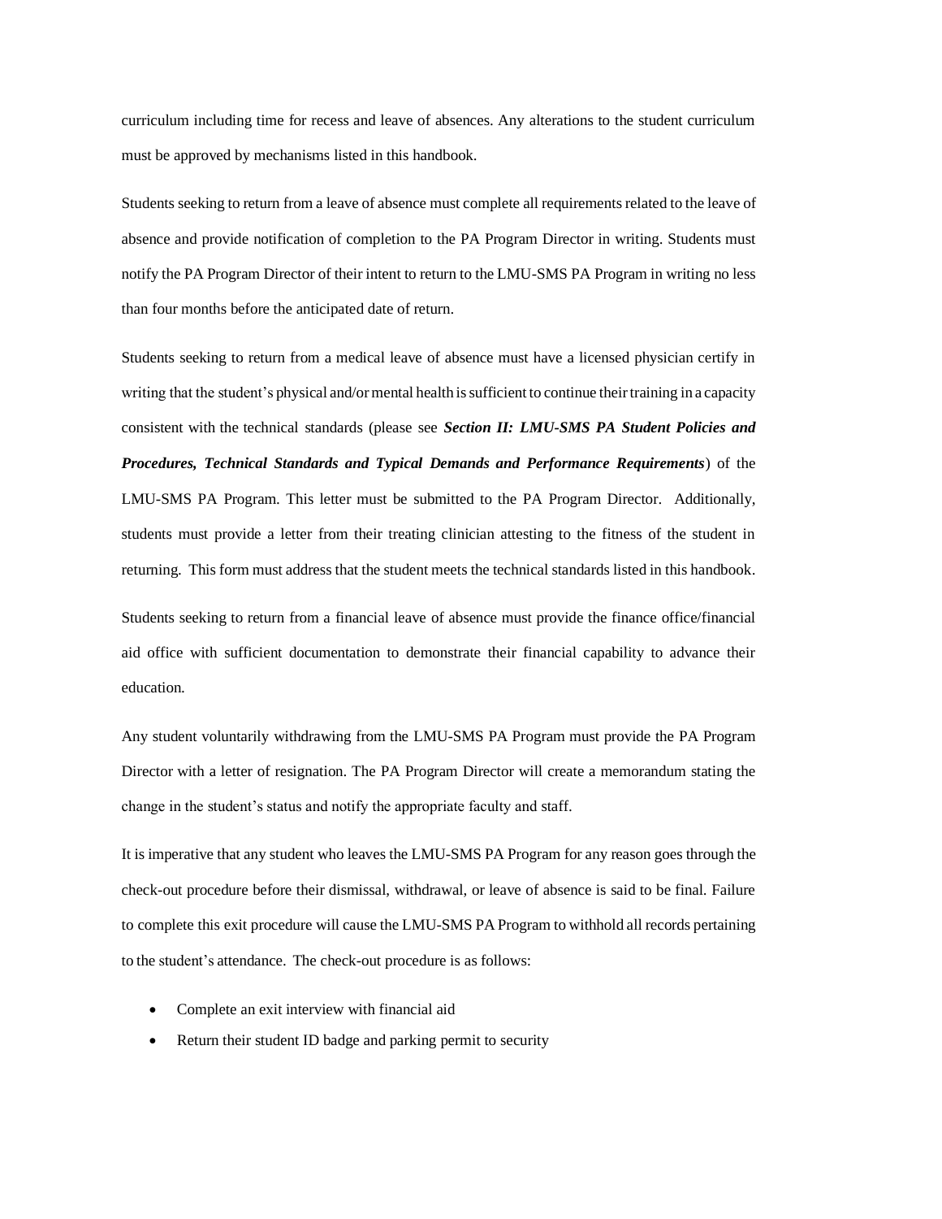curriculum including time for recess and leave of absences. Any alterations to the student curriculum must be approved by mechanisms listed in this handbook.

Students seeking to return from a leave of absence must complete all requirements related to the leave of absence and provide notification of completion to the PA Program Director in writing. Students must notify the PA Program Director of their intent to return to the LMU-SMS PA Program in writing no less than four months before the anticipated date of return.

Students seeking to return from a medical leave of absence must have a licensed physician certify in writing that the student's physical and/or mental health is sufficient to continue their training in a capacity consistent with the technical standards (please see ***Section II: LMU-SMS PA Student Policies and Procedures, Technical Standards and Typical Demands and Performance Requirements***) of the LMU-SMS PA Program. This letter must be submitted to the PA Program Director. Additionally, students must provide a letter from their treating clinician attesting to the fitness of the student in returning. This form must address that the student meets the technical standards listed in this handbook.

Students seeking to return from a financial leave of absence must provide the finance office/financial aid office with sufficient documentation to demonstrate their financial capability to advance their education.

Any student voluntarily withdrawing from the LMU-SMS PA Program must provide the PA Program Director with a letter of resignation. The PA Program Director will create a memorandum stating the change in the student's status and notify the appropriate faculty and staff.

It is imperative that any student who leaves the LMU-SMS PA Program for any reason goes through the check-out procedure before their dismissal, withdrawal, or leave of absence is said to be final. Failure to complete this exit procedure will cause the LMU-SMS PA Program to withhold all records pertaining to the student's attendance. The check-out procedure is as follows:

- Complete an exit interview with financial aid
- Return their student ID badge and parking permit to security